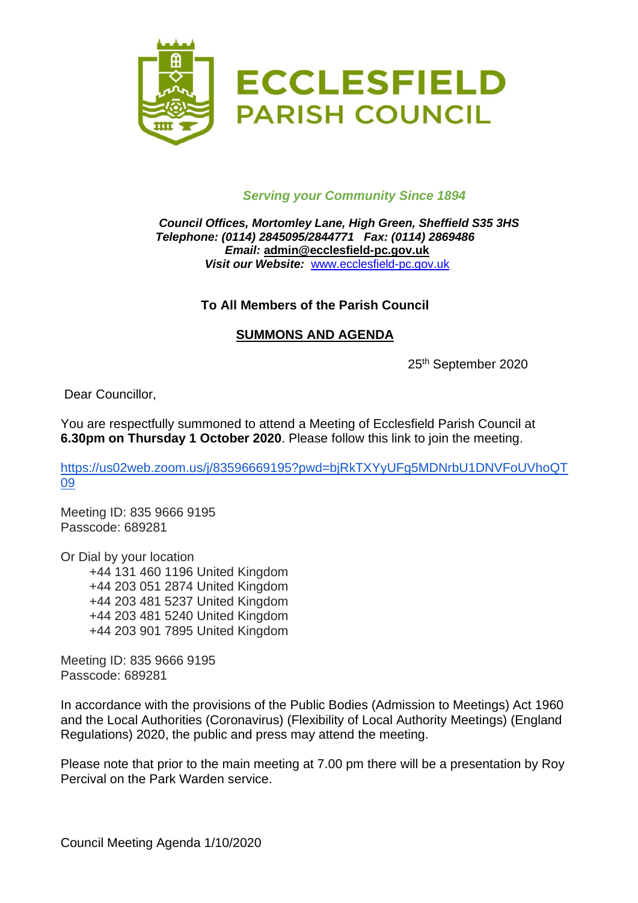# ECCLESFIELD PARISH COUNCIL

*Serving your Community Since 1894*

***Council Offices, Mortomley Lane, High Green, Sheffield S35 3HS***
***Telephone: (0114) 2845095/2844771 Fax: (0114) 2869486***
***Email:* admin@ecclesfield-pc.gov.uk**
***Visit our Website:*** www.ecclesfield-pc.gov.uk

**To All Members of the Parish Council**

**SUMMONS AND AGENDA**

25th September 2020

Dear Councillor,

You are respectfully summoned to attend a Meeting of Ecclesfield Parish Council at **6.30pm on Thursday 1 October 2020**. Please follow this link to join the meeting.

https://us02web.zoom.us/j/83596669195?pwd=bjRkTXYyUFg5MDNrbU1DNVFoUVhoQT09

Meeting ID: 835 9666 9195
Passcode: 689281

Or Dial by your location
+44 131 460 1196 United Kingdom
+44 203 051 2874 United Kingdom
+44 203 481 5237 United Kingdom
+44 203 481 5240 United Kingdom
+44 203 901 7895 United Kingdom

Meeting ID: 835 9666 9195
Passcode: 689281

In accordance with the provisions of the Public Bodies (Admission to Meetings) Act 1960 and the Local Authorities (Coronavirus) (Flexibility of Local Authority Meetings) (England Regulations) 2020, the public and press may attend the meeting.

Please note that prior to the main meeting at 7.00 pm there will be a presentation by Roy Percival on the Park Warden service.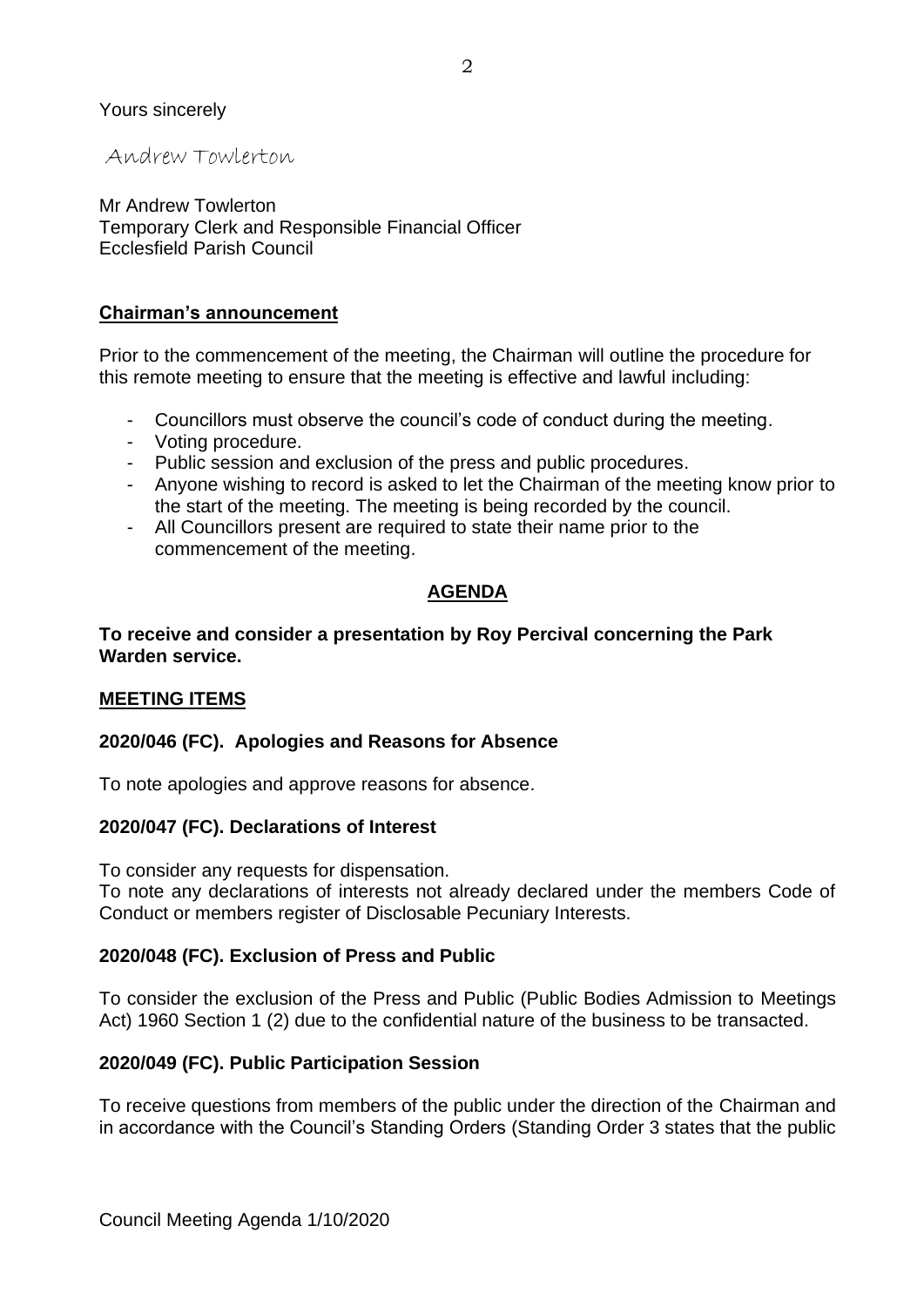Yours sincerely

Andrew Towlerton

Mr Andrew Towlerton
Temporary Clerk and Responsible Financial Officer
Ecclesfield Parish Council

**Chairman's announcement**

Prior to the commencement of the meeting, the Chairman will outline the procedure for this remote meeting to ensure that the meeting is effective and lawful including:

- Councillors must observe the council's code of conduct during the meeting.
- Voting procedure.
- Public session and exclusion of the press and public procedures.
- Anyone wishing to record is asked to let the Chairman of the meeting know prior to the start of the meeting. The meeting is being recorded by the council.
- All Councillors present are required to state their name prior to the commencement of the meeting.

## AGENDA

**To receive and consider a presentation by Roy Percival concerning the Park Warden service.**

**MEETING ITEMS**

### 2020/046 (FC). Apologies and Reasons for Absence

To note apologies and approve reasons for absence.

### 2020/047 (FC). Declarations of Interest

To consider any requests for dispensation.
To note any declarations of interests not already declared under the members Code of Conduct or members register of Disclosable Pecuniary Interests.

### 2020/048 (FC). Exclusion of Press and Public

To consider the exclusion of the Press and Public (Public Bodies Admission to Meetings Act) 1960 Section 1 (2) due to the confidential nature of the business to be transacted.

### 2020/049 (FC). Public Participation Session

To receive questions from members of the public under the direction of the Chairman and in accordance with the Council's Standing Orders (Standing Order 3 states that the public

Council Meeting Agenda 1/10/2020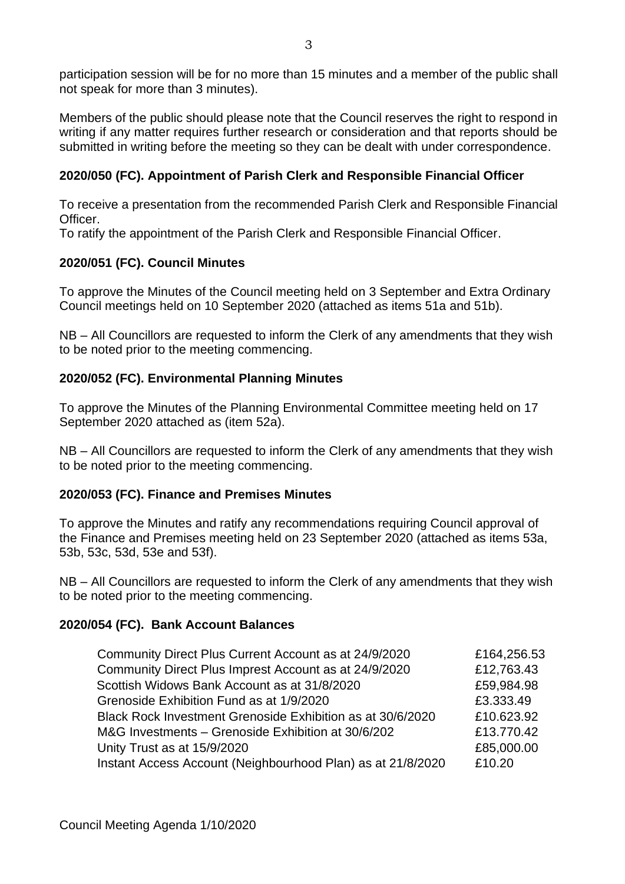participation session will be for no more than 15 minutes and a member of the public shall not speak for more than 3 minutes).

Members of the public should please note that the Council reserves the right to respond in writing if any matter requires further research or consideration and that reports should be submitted in writing before the meeting so they can be dealt with under correspondence.

**2020/050 (FC). Appointment of Parish Clerk and Responsible Financial Officer**

To receive a presentation from the recommended Parish Clerk and Responsible Financial Officer.
To ratify the appointment of the Parish Clerk and Responsible Financial Officer.

**2020/051 (FC). Council Minutes**

To approve the Minutes of the Council meeting held on 3 September and Extra Ordinary Council meetings held on 10 September 2020 (attached as items 51a and 51b).

NB – All Councillors are requested to inform the Clerk of any amendments that they wish to be noted prior to the meeting commencing.

**2020/052 (FC). Environmental Planning Minutes**

To approve the Minutes of the Planning Environmental Committee meeting held on 17 September 2020 attached as (item 52a).

NB – All Councillors are requested to inform the Clerk of any amendments that they wish to be noted prior to the meeting commencing.

**2020/053 (FC). Finance and Premises Minutes**

To approve the Minutes and ratify any recommendations requiring Council approval of the Finance and Premises meeting held on 23 September 2020 (attached as items 53a, 53b, 53c, 53d, 53e and 53f).

NB – All Councillors are requested to inform the Clerk of any amendments that they wish to be noted prior to the meeting commencing.

**2020/054 (FC). Bank Account Balances**

| | |
|---|---|
| Community Direct Plus Current Account as at 24/9/2020 | £164,256.53 |
| Community Direct Plus Imprest Account as at 24/9/2020 | £12,763.43 |
| Scottish Widows Bank Account as at 31/8/2020 | £59,984.98 |
| Grenoside Exhibition Fund as at 1/9/2020 | £3.333.49 |
| Black Rock Investment Grenoside Exhibition as at 30/6/2020 | £10.623.92 |
| M&G Investments – Grenoside Exhibition at 30/6/202 | £13.770.42 |
| Unity Trust as at 15/9/2020 | £85,000.00 |
| Instant Access Account (Neighbourhood Plan) as at 21/8/2020 | £10.20 |

Council Meeting Agenda 1/10/2020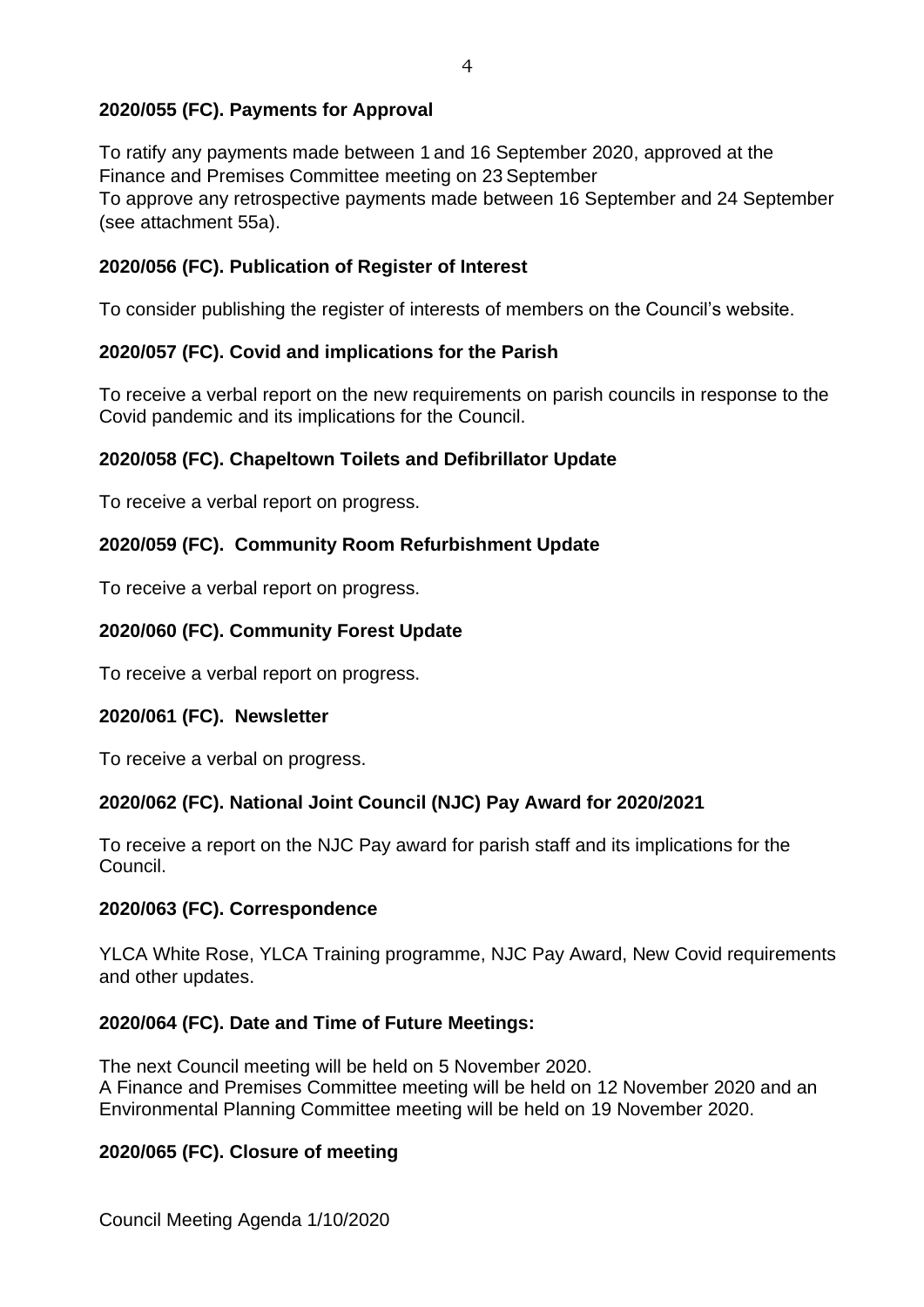**2020/055 (FC). Payments for Approval**

To ratify any payments made between 1 and 16 September 2020, approved at the Finance and Premises Committee meeting on 23 September
To approve any retrospective payments made between 16 September and 24 September (see attachment 55a).

**2020/056 (FC). Publication of Register of Interest**

To consider publishing the register of interests of members on the Council's website.

**2020/057 (FC). Covid and implications for the Parish**

To receive a verbal report on the new requirements on parish councils in response to the Covid pandemic and its implications for the Council.

**2020/058 (FC). Chapeltown Toilets and Defibrillator Update**

To receive a verbal report on progress.

**2020/059 (FC). Community Room Refurbishment Update**

To receive a verbal report on progress.

**2020/060 (FC). Community Forest Update**

To receive a verbal report on progress.

**2020/061 (FC). Newsletter**

To receive a verbal on progress.

**2020/062 (FC). National Joint Council (NJC) Pay Award for 2020/2021**

To receive a report on the NJC Pay award for parish staff and its implications for the Council.

**2020/063 (FC). Correspondence**

YLCA White Rose, YLCA Training programme, NJC Pay Award, New Covid requirements and other updates.

**2020/064 (FC). Date and Time of Future Meetings:**

The next Council meeting will be held on 5 November 2020.
A Finance and Premises Committee meeting will be held on 12 November 2020 and an Environmental Planning Committee meeting will be held on 19 November 2020.

**2020/065 (FC). Closure of meeting**